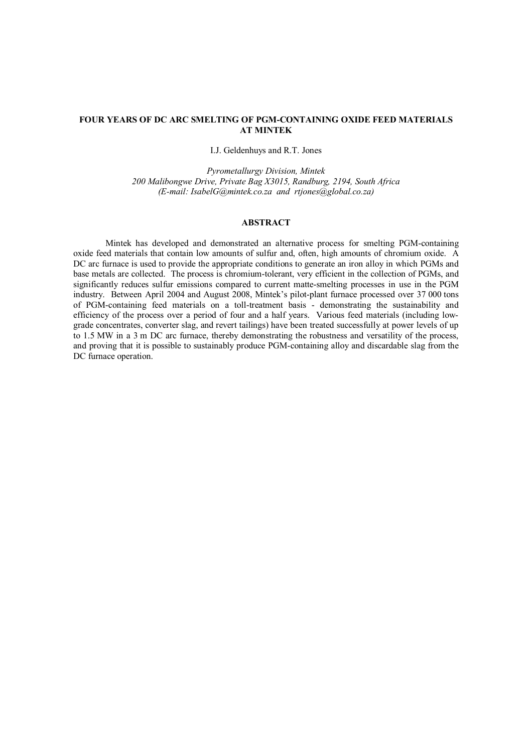# FOUR YEARS OF DC ARC SMELTING OF PGM-CONTAINING OXIDE FEED MATERIALS AT MINTEK

I.J. Geldenhuys and R.T. Jones

*Pyrometallurgy Division, Mintek*
*200 Malibongwe Drive, Private Bag X3015, Randburg, 2194, South Africa*
*(E-mail: IsabelG@mintek.co.za and rtjones@global.co.za)*

## ABSTRACT

Mintek has developed and demonstrated an alternative process for smelting PGM-containing oxide feed materials that contain low amounts of sulfur and, often, high amounts of chromium oxide. A DC arc furnace is used to provide the appropriate conditions to generate an iron alloy in which PGMs and base metals are collected. The process is chromium-tolerant, very efficient in the collection of PGMs, and significantly reduces sulfur emissions compared to current matte-smelting processes in use in the PGM industry. Between April 2004 and August 2008, Mintek's pilot-plant furnace processed over 37 000 tons of PGM-containing feed materials on a toll-treatment basis - demonstrating the sustainability and efficiency of the process over a period of four and a half years. Various feed materials (including low-grade concentrates, converter slag, and revert tailings) have been treated successfully at power levels of up to 1.5 MW in a 3 m DC arc furnace, thereby demonstrating the robustness and versatility of the process, and proving that it is possible to sustainably produce PGM-containing alloy and discardable slag from the DC furnace operation.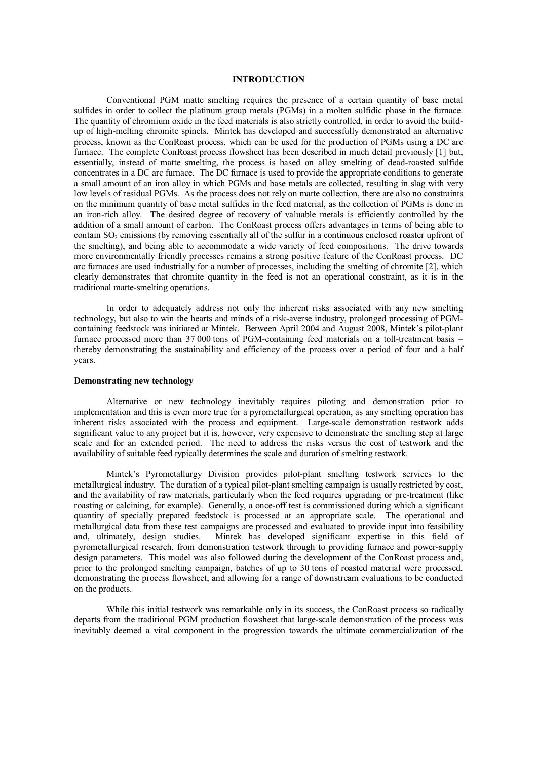# INTRODUCTION

Conventional PGM matte smelting requires the presence of a certain quantity of base metal sulfides in order to collect the platinum group metals (PGMs) in a molten sulfidic phase in the furnace. The quantity of chromium oxide in the feed materials is also strictly controlled, in order to avoid the build-up of high-melting chromite spinels. Mintek has developed and successfully demonstrated an alternative process, known as the ConRoast process, which can be used for the production of PGMs using a DC arc furnace. The complete ConRoast process flowsheet has been described in much detail previously [1] but, essentially, instead of matte smelting, the process is based on alloy smelting of dead-roasted sulfide concentrates in a DC arc furnace. The DC furnace is used to provide the appropriate conditions to generate a small amount of an iron alloy in which PGMs and base metals are collected, resulting in slag with very low levels of residual PGMs. As the process does not rely on matte collection, there are also no constraints on the minimum quantity of base metal sulfides in the feed material, as the collection of PGMs is done in an iron-rich alloy. The desired degree of recovery of valuable metals is efficiently controlled by the addition of a small amount of carbon. The ConRoast process offers advantages in terms of being able to contain $SO_2$ emissions (by removing essentially all of the sulfur in a continuous enclosed roaster upfront of the smelting), and being able to accommodate a wide variety of feed compositions. The drive towards more environmentally friendly processes remains a strong positive feature of the ConRoast process. DC arc furnaces are used industrially for a number of processes, including the smelting of chromite [2], which clearly demonstrates that chromite quantity in the feed is not an operational constraint, as it is in the traditional matte-smelting operations.

In order to adequately address not only the inherent risks associated with any new smelting technology, but also to win the hearts and minds of a risk-averse industry, prolonged processing of PGM-containing feedstock was initiated at Mintek. Between April 2004 and August 2008, Mintek's pilot-plant furnace processed more than 37 000 tons of PGM-containing feed materials on a toll-treatment basis – thereby demonstrating the sustainability and efficiency of the process over a period of four and a half years.

**Demonstrating new technology**

Alternative or new technology inevitably requires piloting and demonstration prior to implementation and this is even more true for a pyrometallurgical operation, as any smelting operation has inherent risks associated with the process and equipment. Large-scale demonstration testwork adds significant value to any project but it is, however, very expensive to demonstrate the smelting step at large scale and for an extended period. The need to address the risks versus the cost of testwork and the availability of suitable feed typically determines the scale and duration of smelting testwork.

Mintek's Pyrometallurgy Division provides pilot-plant smelting testwork services to the metallurgical industry. The duration of a typical pilot-plant smelting campaign is usually restricted by cost, and the availability of raw materials, particularly when the feed requires upgrading or pre-treatment (like roasting or calcining, for example). Generally, a once-off test is commissioned during which a significant quantity of specially prepared feedstock is processed at an appropriate scale. The operational and metallurgical data from these test campaigns are processed and evaluated to provide input into feasibility and, ultimately, design studies. Mintek has developed significant expertise in this field of pyrometallurgical research, from demonstration testwork through to providing furnace and power-supply design parameters. This model was also followed during the development of the ConRoast process and, prior to the prolonged smelting campaign, batches of up to 30 tons of roasted material were processed, demonstrating the process flowsheet, and allowing for a range of downstream evaluations to be conducted on the products.

While this initial testwork was remarkable only in its success, the ConRoast process so radically departs from the traditional PGM production flowsheet that large-scale demonstration of the process was inevitably deemed a vital component in the progression towards the ultimate commercialization of the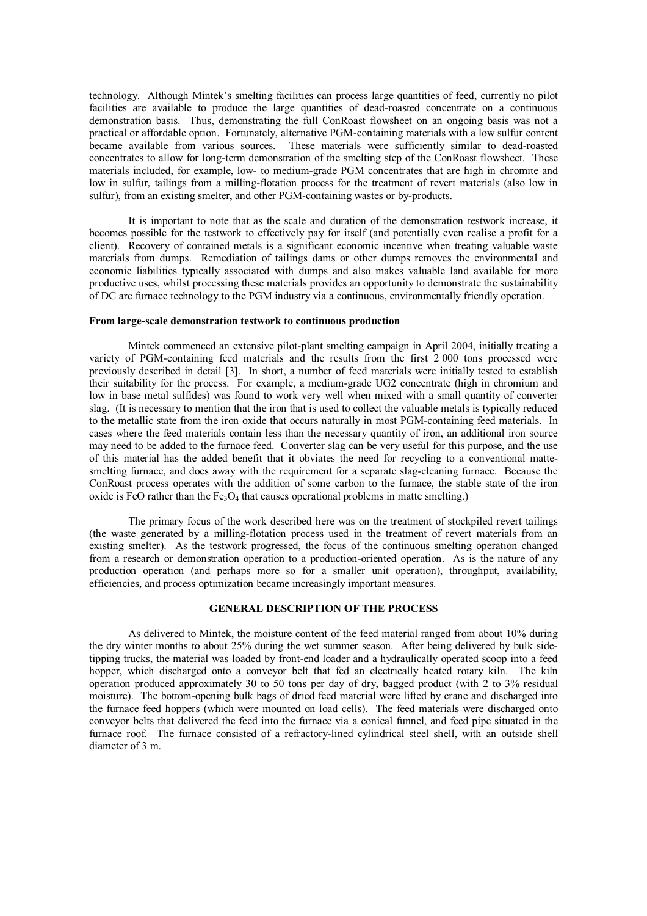technology. Although Mintek's smelting facilities can process large quantities of feed, currently no pilot facilities are available to produce the large quantities of dead-roasted concentrate on a continuous demonstration basis. Thus, demonstrating the full ConRoast flowsheet on an ongoing basis was not a practical or affordable option. Fortunately, alternative PGM-containing materials with a low sulfur content became available from various sources. These materials were sufficiently similar to dead-roasted concentrates to allow for long-term demonstration of the smelting step of the ConRoast flowsheet. These materials included, for example, low- to medium-grade PGM concentrates that are high in chromite and low in sulfur, tailings from a milling-flotation process for the treatment of revert materials (also low in sulfur), from an existing smelter, and other PGM-containing wastes or by-products.

It is important to note that as the scale and duration of the demonstration testwork increase, it becomes possible for the testwork to effectively pay for itself (and potentially even realise a profit for a client). Recovery of contained metals is a significant economic incentive when treating valuable waste materials from dumps. Remediation of tailings dams or other dumps removes the environmental and economic liabilities typically associated with dumps and also makes valuable land available for more productive uses, whilst processing these materials provides an opportunity to demonstrate the sustainability of DC arc furnace technology to the PGM industry via a continuous, environmentally friendly operation.

**From large-scale demonstration testwork to continuous production**

Mintek commenced an extensive pilot-plant smelting campaign in April 2004, initially treating a variety of PGM-containing feed materials and the results from the first 2 000 tons processed were previously described in detail [3]. In short, a number of feed materials were initially tested to establish their suitability for the process. For example, a medium-grade UG2 concentrate (high in chromium and low in base metal sulfides) was found to work very well when mixed with a small quantity of converter slag. (It is necessary to mention that the iron that is used to collect the valuable metals is typically reduced to the metallic state from the iron oxide that occurs naturally in most PGM-containing feed materials. In cases where the feed materials contain less than the necessary quantity of iron, an additional iron source may need to be added to the furnace feed. Converter slag can be very useful for this purpose, and the use of this material has the added benefit that it obviates the need for recycling to a conventional matte-smelting furnace, and does away with the requirement for a separate slag-cleaning furnace. Because the ConRoast process operates with the addition of some carbon to the furnace, the stable state of the iron oxide is FeO rather than the $Fe_3O_4$ that causes operational problems in matte smelting.)

The primary focus of the work described here was on the treatment of stockpiled revert tailings (the waste generated by a milling-flotation process used in the treatment of revert materials from an existing smelter). As the testwork progressed, the focus of the continuous smelting operation changed from a research or demonstration operation to a production-oriented operation. As is the nature of any production operation (and perhaps more so for a smaller unit operation), throughput, availability, efficiencies, and process optimization became increasingly important measures.

## GENERAL DESCRIPTION OF THE PROCESS

As delivered to Mintek, the moisture content of the feed material ranged from about 10% during the dry winter months to about 25% during the wet summer season. After being delivered by bulk side-tipping trucks, the material was loaded by front-end loader and a hydraulically operated scoop into a feed hopper, which discharged onto a conveyor belt that fed an electrically heated rotary kiln. The kiln operation produced approximately 30 to 50 tons per day of dry, bagged product (with 2 to 3% residual moisture). The bottom-opening bulk bags of dried feed material were lifted by crane and discharged into the furnace feed hoppers (which were mounted on load cells). The feed materials were discharged onto conveyor belts that delivered the feed into the furnace via a conical funnel, and feed pipe situated in the furnace roof. The furnace consisted of a refractory-lined cylindrical steel shell, with an outside shell diameter of 3 m.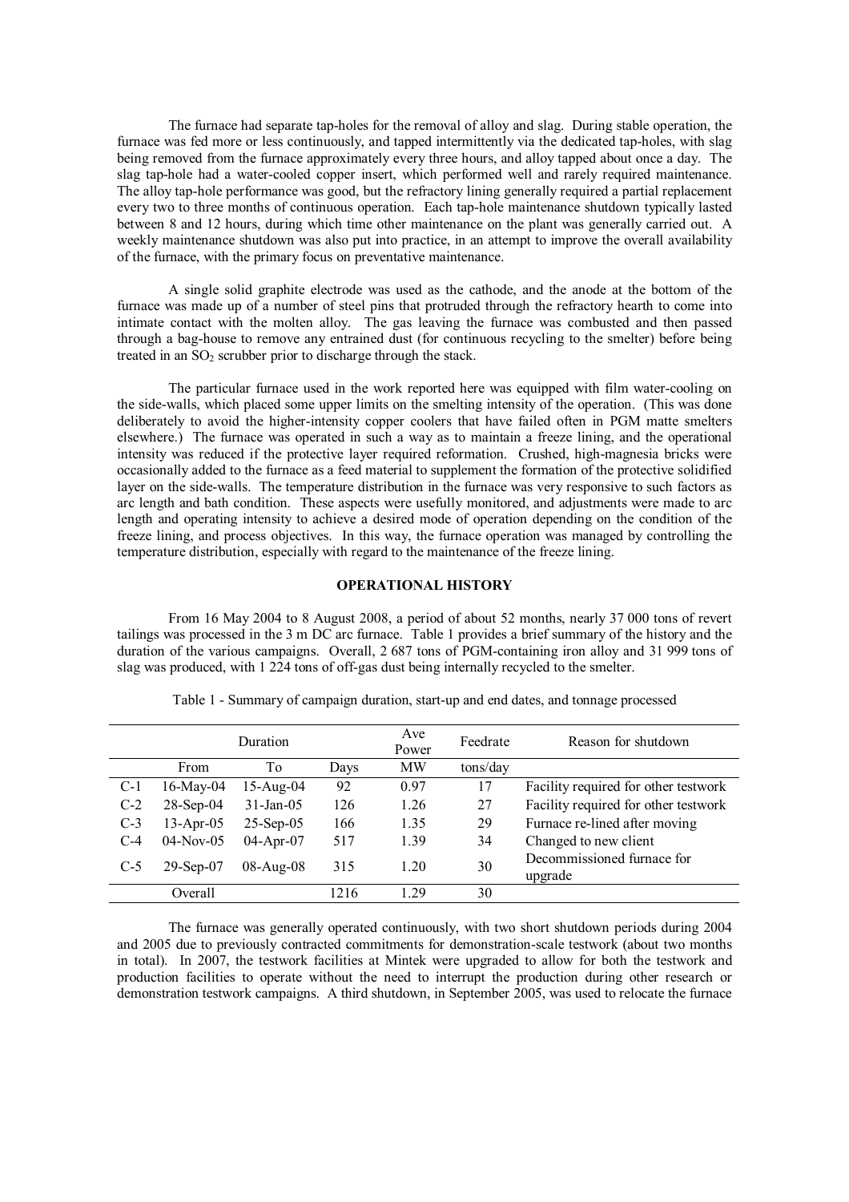The furnace had separate tap-holes for the removal of alloy and slag. During stable operation, the furnace was fed more or less continuously, and tapped intermittently via the dedicated tap-holes, with slag being removed from the furnace approximately every three hours, and alloy tapped about once a day. The slag tap-hole had a water-cooled copper insert, which performed well and rarely required maintenance. The alloy tap-hole performance was good, but the refractory lining generally required a partial replacement every two to three months of continuous operation. Each tap-hole maintenance shutdown typically lasted between 8 and 12 hours, during which time other maintenance on the plant was generally carried out. A weekly maintenance shutdown was also put into practice, in an attempt to improve the overall availability of the furnace, with the primary focus on preventative maintenance.

A single solid graphite electrode was used as the cathode, and the anode at the bottom of the furnace was made up of a number of steel pins that protruded through the refractory hearth to come into intimate contact with the molten alloy. The gas leaving the furnace was combusted and then passed through a bag-house to remove any entrained dust (for continuous recycling to the smelter) before being treated in an $SO_2$ scrubber prior to discharge through the stack.

The particular furnace used in the work reported here was equipped with film water-cooling on the side-walls, which placed some upper limits on the smelting intensity of the operation. (This was done deliberately to avoid the higher-intensity copper coolers that have failed often in PGM matte smelters elsewhere.) The furnace was operated in such a way as to maintain a freeze lining, and the operational intensity was reduced if the protective layer required reformation. Crushed, high-magnesia bricks were occasionally added to the furnace as a feed material to supplement the formation of the protective solidified layer on the side-walls. The temperature distribution in the furnace was very responsive to such factors as arc length and bath condition. These aspects were usefully monitored, and adjustments were made to arc length and operating intensity to achieve a desired mode of operation depending on the condition of the freeze lining, and process objectives. In this way, the furnace operation was managed by controlling the temperature distribution, especially with regard to the maintenance of the freeze lining.

## OPERATIONAL HISTORY

From 16 May 2004 to 8 August 2008, a period of about 52 months, nearly 37 000 tons of revert tailings was processed in the 3 m DC arc furnace. Table 1 provides a brief summary of the history and the duration of the various campaigns. Overall, 2 687 tons of PGM-containing iron alloy and 31 999 tons of slag was produced, with 1 224 tons of off-gas dust being internally recycled to the smelter.

Table 1 - Summary of campaign duration, start-up and end dates, and tonnage processed

| | Duration | | | Ave Power | Feedrate | Reason for shutdown |
|---|---|---|---|---|---|---|
| | From | To | Days | MW | tons/day | |
| C-1 | 16-May-04 | 15-Aug-04 | 92 | 0.97 | 17 | Facility required for other testwork |
| C-2 | 28-Sep-04 | 31-Jan-05 | 126 | 1.26 | 27 | Facility required for other testwork |
| C-3 | 13-Apr-05 | 25-Sep-05 | 166 | 1.35 | 29 | Furnace re-lined after moving |
| C-4 | 04-Nov-05 | 04-Apr-07 | 517 | 1.39 | 34 | Changed to new client |
| C-5 | 29-Sep-07 | 08-Aug-08 | 315 | 1.20 | 30 | Decommissioned furnace for upgrade |
| Overall | | | 1216 | 1.29 | 30 | |

The furnace was generally operated continuously, with two short shutdown periods during 2004 and 2005 due to previously contracted commitments for demonstration-scale testwork (about two months in total). In 2007, the testwork facilities at Mintek were upgraded to allow for both the testwork and production facilities to operate without the need to interrupt the production during other research or demonstration testwork campaigns. A third shutdown, in September 2005, was used to relocate the furnace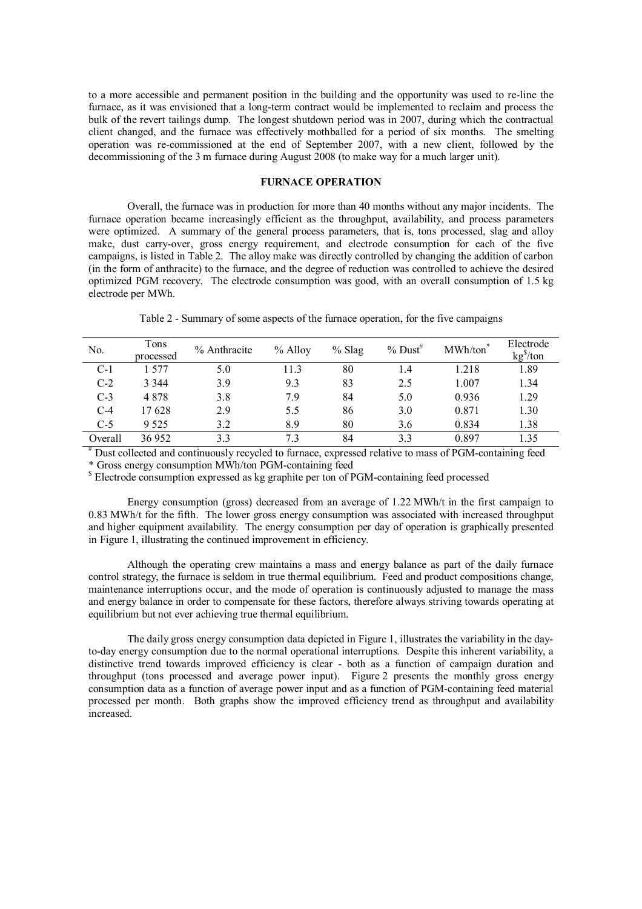to a more accessible and permanent position in the building and the opportunity was used to re-line the furnace, as it was envisioned that a long-term contract would be implemented to reclaim and process the bulk of the revert tailings dump. The longest shutdown period was in 2007, during which the contractual client changed, and the furnace was effectively mothballed for a period of six months. The smelting operation was re-commissioned at the end of September 2007, with a new client, followed by the decommissioning of the 3 m furnace during August 2008 (to make way for a much larger unit).

## FURNACE OPERATION

Overall, the furnace was in production for more than 40 months without any major incidents. The furnace operation became increasingly efficient as the throughput, availability, and process parameters were optimized. A summary of the general process parameters, that is, tons processed, slag and alloy make, dust carry-over, gross energy requirement, and electrode consumption for each of the five campaigns, is listed in Table 2. The alloy make was directly controlled by changing the addition of carbon (in the form of anthracite) to the furnace, and the degree of reduction was controlled to achieve the desired optimized PGM recovery. The electrode consumption was good, with an overall consumption of 1.5 kg electrode per MWh.

Table 2 - Summary of some aspects of the furnace operation, for the five campaigns

| No. | Tons processed | % Anthracite | % Alloy | % Slag | % Dust# | MWh/ton* | Electrode kg$/ton |
|---|---|---|---|---|---|---|---|
| C-1 | 1 577 | 5.0 | 11.3 | 80 | 1.4 | 1.218 | 1.89 |
| C-2 | 3 344 | 3.9 | 9.3 | 83 | 2.5 | 1.007 | 1.34 |
| C-3 | 4 878 | 3.8 | 7.9 | 84 | 5.0 | 0.936 | 1.29 |
| C-4 | 17 628 | 2.9 | 5.5 | 86 | 3.0 | 0.871 | 1.30 |
| C-5 | 9 525 | 3.2 | 8.9 | 80 | 3.6 | 0.834 | 1.38 |
| Overall | 36 952 | 3.3 | 7.3 | 84 | 3.3 | 0.897 | 1.35 |

# Dust collected and continuously recycled to furnace, expressed relative to mass of PGM-containing feed
\* Gross energy consumption MWh/ton PGM-containing feed
$ Electrode consumption expressed as kg graphite per ton of PGM-containing feed processed

Energy consumption (gross) decreased from an average of 1.22 MWh/t in the first campaign to 0.83 MWh/t for the fifth. The lower gross energy consumption was associated with increased throughput and higher equipment availability. The energy consumption per day of operation is graphically presented in Figure 1, illustrating the continued improvement in efficiency.

Although the operating crew maintains a mass and energy balance as part of the daily furnace control strategy, the furnace is seldom in true thermal equilibrium. Feed and product compositions change, maintenance interruptions occur, and the mode of operation is continuously adjusted to manage the mass and energy balance in order to compensate for these factors, therefore always striving towards operating at equilibrium but not ever achieving true thermal equilibrium.

The daily gross energy consumption data depicted in Figure 1, illustrates the variability in the day-to-day energy consumption due to the normal operational interruptions. Despite this inherent variability, a distinctive trend towards improved efficiency is clear - both as a function of campaign duration and throughput (tons processed and average power input). Figure 2 presents the monthly gross energy consumption data as a function of average power input and as a function of PGM-containing feed material processed per month. Both graphs show the improved efficiency trend as throughput and availability increased.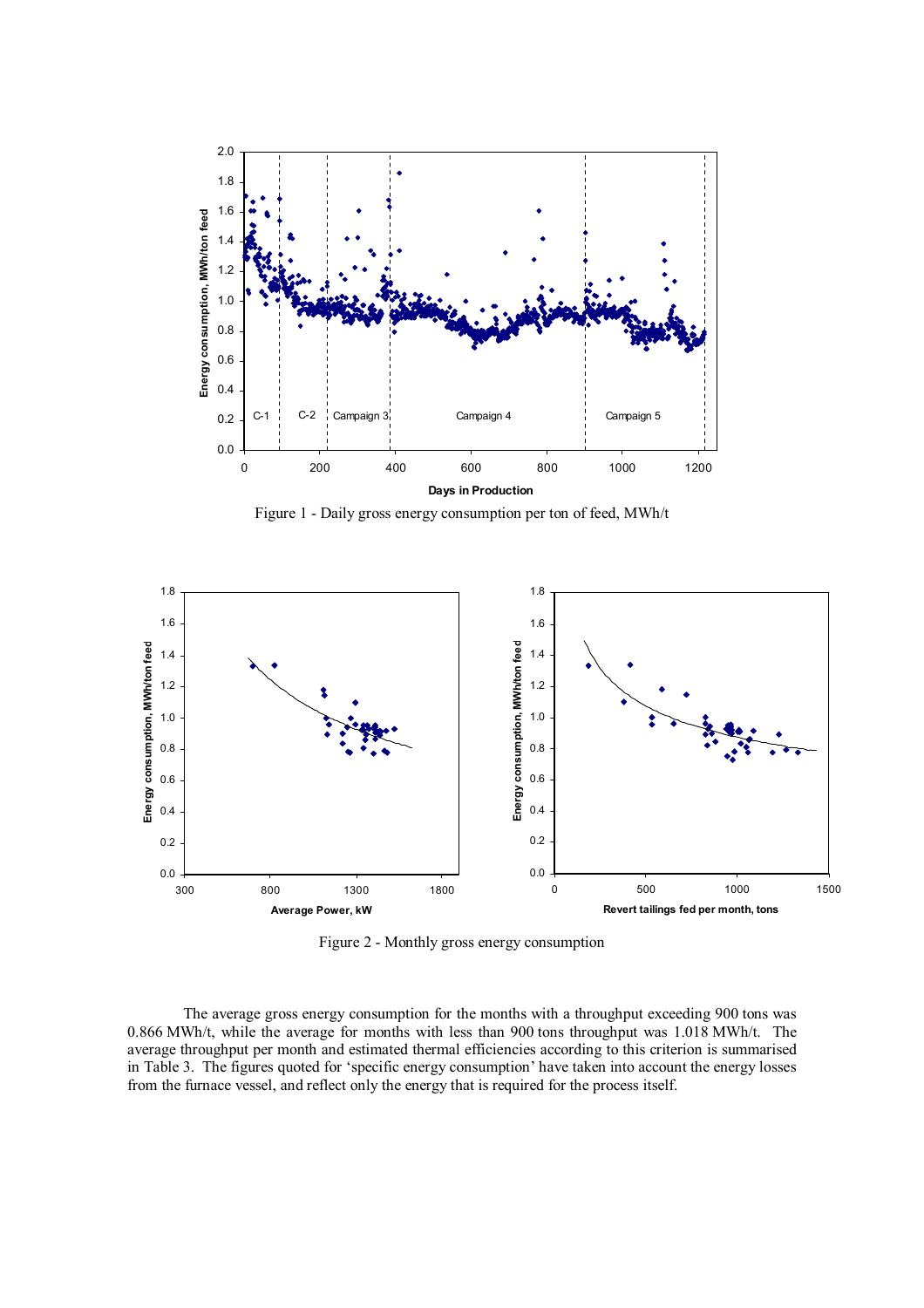Figure 1 - Daily gross energy consumption per ton of feed, MWh/t

Figure 2 - Monthly gross energy consumption

The average gross energy consumption for the months with a throughput exceeding 900 tons was 0.866 MWh/t, while the average for months with less than 900 tons throughput was 1.018 MWh/t. The average throughput per month and estimated thermal efficiencies according to this criterion is summarised in Table 3. The figures quoted for 'specific energy consumption' have taken into account the energy losses from the furnace vessel, and reflect only the energy that is required for the process itself.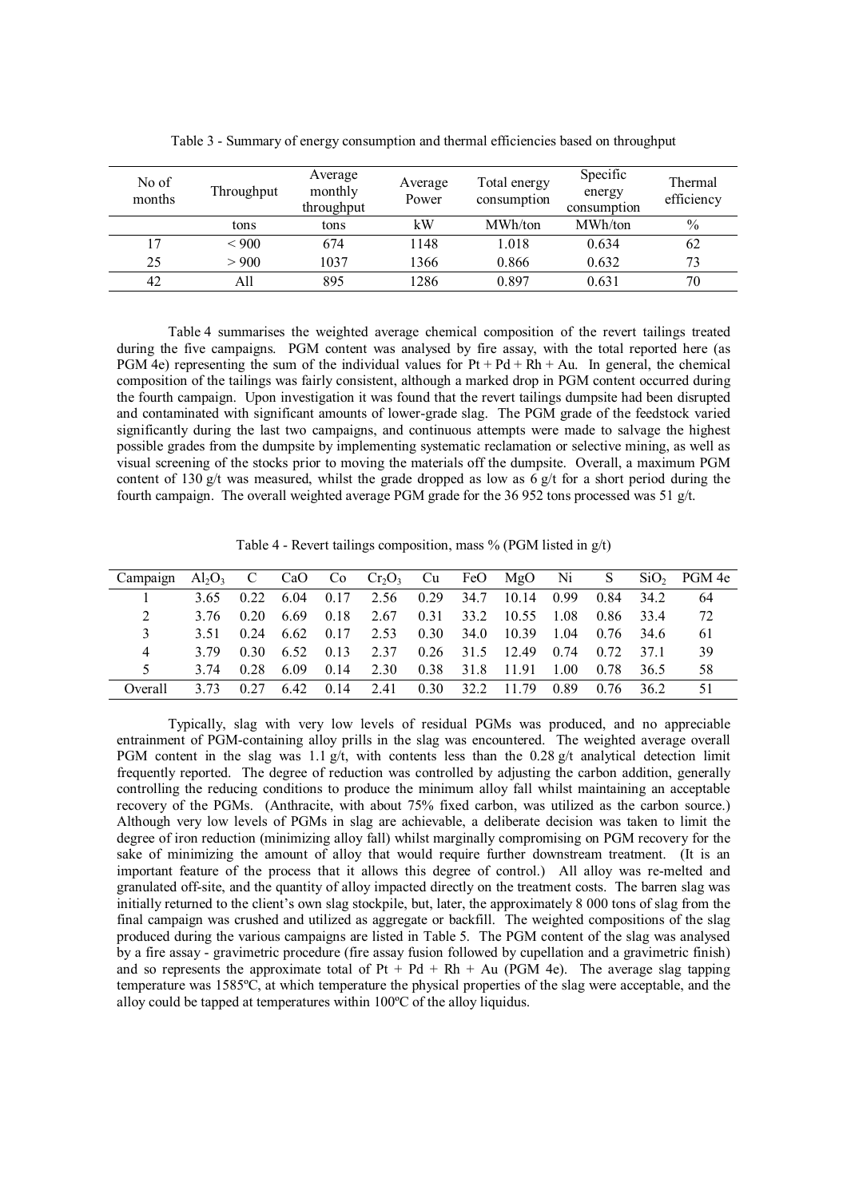Table 3 - Summary of energy consumption and thermal efficiencies based on throughput

| No of months | Throughput | Average monthly throughput | Average Power | Total energy consumption | Specific energy consumption | Thermal efficiency |
|---|---|---|---|---|---|---|
| | tons | tons | kW | MWh/ton | MWh/ton | % |
| 17 | < 900 | 674 | 1148 | 1.018 | 0.634 | 62 |
| 25 | > 900 | 1037 | 1366 | 0.866 | 0.632 | 73 |
| 42 | All | 895 | 1286 | 0.897 | 0.631 | 70 |

Table 4 summarises the weighted average chemical composition of the revert tailings treated during the five campaigns. PGM content was analysed by fire assay, with the total reported here (as PGM 4e) representing the sum of the individual values for Pt + Pd + Rh + Au. In general, the chemical composition of the tailings was fairly consistent, although a marked drop in PGM content occurred during the fourth campaign. Upon investigation it was found that the revert tailings dumpsite had been disrupted and contaminated with significant amounts of lower-grade slag. The PGM grade of the feedstock varied significantly during the last two campaigns, and continuous attempts were made to salvage the highest possible grades from the dumpsite by implementing systematic reclamation or selective mining, as well as visual screening of the stocks prior to moving the materials off the dumpsite. Overall, a maximum PGM content of 130 g/t was measured, whilst the grade dropped as low as 6 g/t for a short period during the fourth campaign. The overall weighted average PGM grade for the 36 952 tons processed was 51 g/t.

Table 4 - Revert tailings composition, mass % (PGM listed in g/t)

| Campaign | $Al_2O_3$ | C | CaO | Co | $Cr_2O_3$ | Cu | FeO | MgO | Ni | S | $SiO_2$ | PGM 4e |
|---|---|---|---|---|---|---|---|---|---|---|---|---|
| 1 | 3.65 | 0.22 | 6.04 | 0.17 | 2.56 | 0.29 | 34.7 | 10.14 | 0.99 | 0.84 | 34.2 | 64 |
| 2 | 3.76 | 0.20 | 6.69 | 0.18 | 2.67 | 0.31 | 33.2 | 10.55 | 1.08 | 0.86 | 33.4 | 72 |
| 3 | 3.51 | 0.24 | 6.62 | 0.17 | 2.53 | 0.30 | 34.0 | 10.39 | 1.04 | 0.76 | 34.6 | 61 |
| 4 | 3.79 | 0.30 | 6.52 | 0.13 | 2.37 | 0.26 | 31.5 | 12.49 | 0.74 | 0.72 | 37.1 | 39 |
| 5 | 3.74 | 0.28 | 6.09 | 0.14 | 2.30 | 0.38 | 31.8 | 11.91 | 1.00 | 0.78 | 36.5 | 58 |
| Overall | 3.73 | 0.27 | 6.42 | 0.14 | 2.41 | 0.30 | 32.2 | 11.79 | 0.89 | 0.76 | 36.2 | 51 |

Typically, slag with very low levels of residual PGMs was produced, and no appreciable entrainment of PGM-containing alloy prills in the slag was encountered. The weighted average overall PGM content in the slag was 1.1 g/t, with contents less than the 0.28 g/t analytical detection limit frequently reported. The degree of reduction was controlled by adjusting the carbon addition, generally controlling the reducing conditions to produce the minimum alloy fall whilst maintaining an acceptable recovery of the PGMs. (Anthracite, with about 75% fixed carbon, was utilized as the carbon source.) Although very low levels of PGMs in slag are achievable, a deliberate decision was taken to limit the degree of iron reduction (minimizing alloy fall) whilst marginally compromising on PGM recovery for the sake of minimizing the amount of alloy that would require further downstream treatment. (It is an important feature of the process that it allows this degree of control.) All alloy was re-melted and granulated off-site, and the quantity of alloy impacted directly on the treatment costs. The barren slag was initially returned to the client's own slag stockpile, but, later, the approximately 8 000 tons of slag from the final campaign was crushed and utilized as aggregate or backfill. The weighted compositions of the slag produced during the various campaigns are listed in Table 5. The PGM content of the slag was analysed by a fire assay - gravimetric procedure (fire assay fusion followed by cupellation and a gravimetric finish) and so represents the approximate total of Pt + Pd + Rh + Au (PGM 4e). The average slag tapping temperature was 1585ºC, at which temperature the physical properties of the slag were acceptable, and the alloy could be tapped at temperatures within 100ºC of the alloy liquidus.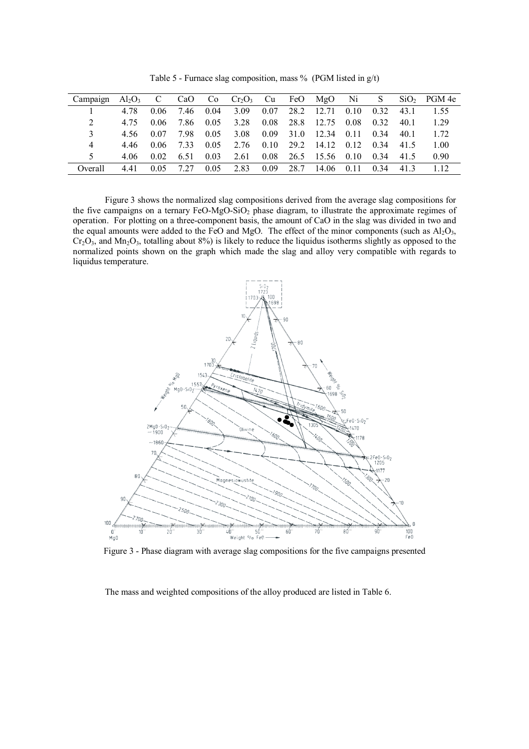Table 5 - Furnace slag composition, mass % (PGM listed in g/t)

| Campaign | $Al_2O_3$ | C | CaO | Co | $Cr_2O_3$ | Cu | FeO | MgO | Ni | S | $SiO_2$ | PGM 4e |
|---|---|---|---|---|---|---|---|---|---|---|---|---|
| 1 | 4.78 | 0.06 | 7.46 | 0.04 | 3.09 | 0.07 | 28.2 | 12.71 | 0.10 | 0.32 | 43.1 | 1.55 |
| 2 | 4.75 | 0.06 | 7.86 | 0.05 | 3.28 | 0.08 | 28.8 | 12.75 | 0.08 | 0.32 | 40.1 | 1.29 |
| 3 | 4.56 | 0.07 | 7.98 | 0.05 | 3.08 | 0.09 | 31.0 | 12.34 | 0.11 | 0.34 | 40.1 | 1.72 |
| 4 | 4.46 | 0.06 | 7.33 | 0.05 | 2.76 | 0.10 | 29.2 | 14.12 | 0.12 | 0.34 | 41.5 | 1.00 |
| 5 | 4.06 | 0.02 | 6.51 | 0.03 | 2.61 | 0.08 | 26.5 | 15.56 | 0.10 | 0.34 | 41.5 | 0.90 |
| Overall | 4.41 | 0.05 | 7.27 | 0.05 | 2.83 | 0.09 | 28.7 | 14.06 | 0.11 | 0.34 | 41.3 | 1.12 |

Figure 3 shows the normalized slag compositions derived from the average slag compositions for the five campaigns on a ternary $FeO$-$MgO$-$SiO_2$ phase diagram, to illustrate the approximate regimes of operation. For plotting on a three-component basis, the amount of CaO in the slag was divided in two and the equal amounts were added to the FeO and MgO. The effect of the minor components (such as $Al_2O_3$, $Cr_2O_3$, and $Mn_2O_3$, totalling about 8%) is likely to reduce the liquidus isotherms slightly as opposed to the normalized points shown on the graph which made the slag and alloy very compatible with regards to liquidus temperature.

Figure 3 - Phase diagram with average slag compositions for the five campaigns presented

The mass and weighted compositions of the alloy produced are listed in Table 6.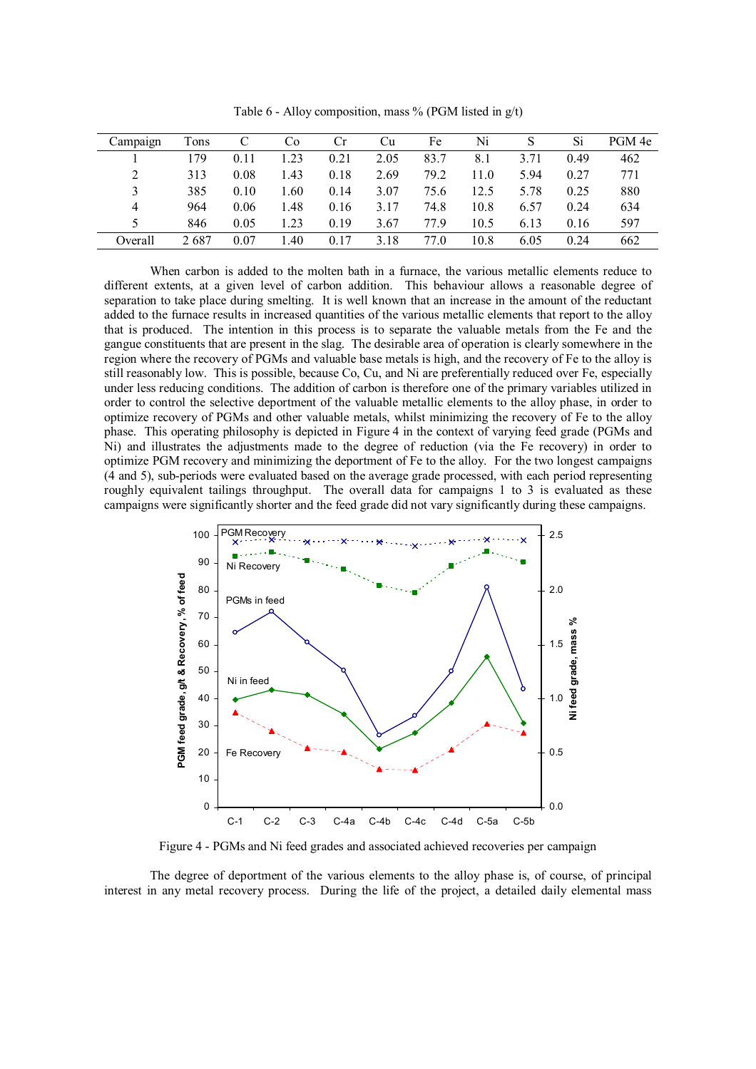Table 6 - Alloy composition, mass % (PGM listed in g/t)

| Campaign | Tons | C | Co | Cr | Cu | Fe | Ni | S | Si | PGM 4e |
|---|---|---|---|---|---|---|---|---|---|---|
| 1 | 179 | 0.11 | 1.23 | 0.21 | 2.05 | 83.7 | 8.1 | 3.71 | 0.49 | 462 |
| 2 | 313 | 0.08 | 1.43 | 0.18 | 2.69 | 79.2 | 11.0 | 5.94 | 0.27 | 771 |
| 3 | 385 | 0.10 | 1.60 | 0.14 | 3.07 | 75.6 | 12.5 | 5.78 | 0.25 | 880 |
| 4 | 964 | 0.06 | 1.48 | 0.16 | 3.17 | 74.8 | 10.8 | 6.57 | 0.24 | 634 |
| 5 | 846 | 0.05 | 1.23 | 0.19 | 3.67 | 77.9 | 10.5 | 6.13 | 0.16 | 597 |
| Overall | 2 687 | 0.07 | 1.40 | 0.17 | 3.18 | 77.0 | 10.8 | 6.05 | 0.24 | 662 |

When carbon is added to the molten bath in a furnace, the various metallic elements reduce to different extents, at a given level of carbon addition. This behaviour allows a reasonable degree of separation to take place during smelting. It is well known that an increase in the amount of the reductant added to the furnace results in increased quantities of the various metallic elements that report to the alloy that is produced. The intention in this process is to separate the valuable metals from the Fe and the gangue constituents that are present in the slag. The desirable area of operation is clearly somewhere in the region where the recovery of PGMs and valuable base metals is high, and the recovery of Fe to the alloy is still reasonably low. This is possible, because Co, Cu, and Ni are preferentially reduced over Fe, especially under less reducing conditions. The addition of carbon is therefore one of the primary variables utilized in order to control the selective deportment of the valuable metallic elements to the alloy phase, in order to optimize recovery of PGMs and other valuable metals, whilst minimizing the recovery of Fe to the alloy phase. This operating philosophy is depicted in Figure 4 in the context of varying feed grade (PGMs and Ni) and illustrates the adjustments made to the degree of reduction (via the Fe recovery) in order to optimize PGM recovery and minimizing the deportment of Fe to the alloy. For the two longest campaigns (4 and 5), sub-periods were evaluated based on the average grade processed, with each period representing roughly equivalent tailings throughput. The overall data for campaigns 1 to 3 is evaluated as these campaigns were significantly shorter and the feed grade did not vary significantly during these campaigns.

Figure 4 - PGMs and Ni feed grades and associated achieved recoveries per campaign

The degree of deportment of the various elements to the alloy phase is, of course, of principal interest in any metal recovery process. During the life of the project, a detailed daily elemental mass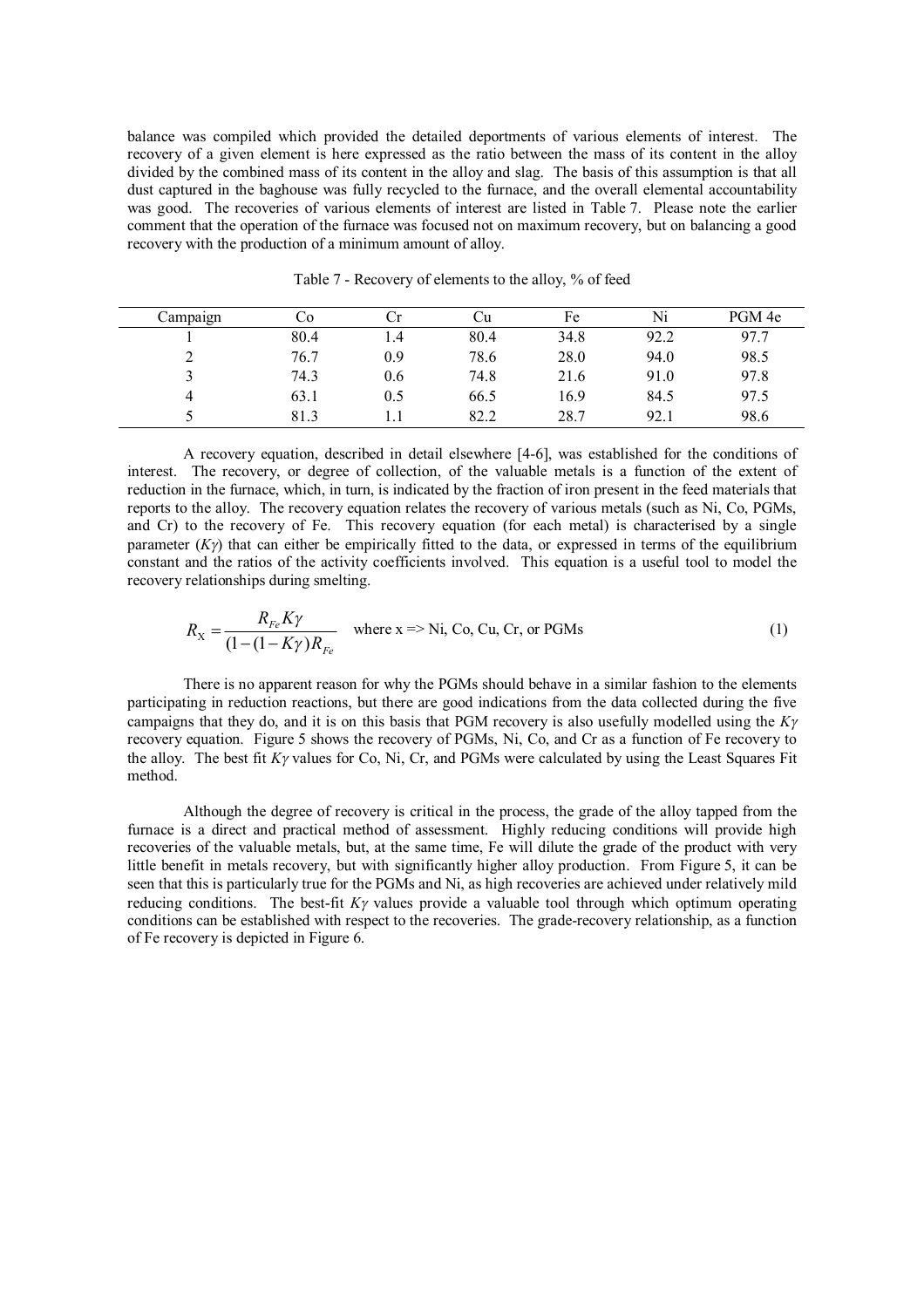balance was compiled which provided the detailed deportments of various elements of interest. The recovery of a given element is here expressed as the ratio between the mass of its content in the alloy divided by the combined mass of its content in the alloy and slag. The basis of this assumption is that all dust captured in the baghouse was fully recycled to the furnace, and the overall elemental accountability was good. The recoveries of various elements of interest are listed in Table 7. Please note the earlier comment that the operation of the furnace was focused not on maximum recovery, but on balancing a good recovery with the production of a minimum amount of alloy.

Table 7 - Recovery of elements to the alloy, % of feed

| Campaign | Co | Cr | Cu | Fe | Ni | PGM 4e |
|---|---|---|---|---|---|---|
| 1 | 80.4 | 1.4 | 80.4 | 34.8 | 92.2 | 97.7 |
| 2 | 76.7 | 0.9 | 78.6 | 28.0 | 94.0 | 98.5 |
| 3 | 74.3 | 0.6 | 74.8 | 21.6 | 91.0 | 97.8 |
| 4 | 63.1 | 0.5 | 66.5 | 16.9 | 84.5 | 97.5 |
| 5 | 81.3 | 1.1 | 82.2 | 28.7 | 92.1 | 98.6 |

A recovery equation, described in detail elsewhere [4-6], was established for the conditions of interest. The recovery, or degree of collection, of the valuable metals is a function of the extent of reduction in the furnace, which, in turn, is indicated by the fraction of iron present in the feed materials that reports to the alloy. The recovery equation relates the recovery of various metals (such as Ni, Co, PGMs, and Cr) to the recovery of Fe. This recovery equation (for each metal) is characterised by a single parameter ($K\gamma$) that can either be empirically fitted to the data, or expressed in terms of the equilibrium constant and the ratios of the activity coefficients involved. This equation is a useful tool to model the recovery relationships during smelting.

$$R_{\mathrm{X}} = \frac{R_{Fe} K\gamma}{(1-(1-K\gamma)R_{Fe}} \quad \text{where x => Ni, Co, Cu, Cr, or PGMs} \tag{1}$$

There is no apparent reason for why the PGMs should behave in a similar fashion to the elements participating in reduction reactions, but there are good indications from the data collected during the five campaigns that they do, and it is on this basis that PGM recovery is also usefully modelled using the $K\gamma$ recovery equation. Figure 5 shows the recovery of PGMs, Ni, Co, and Cr as a function of Fe recovery to the alloy. The best fit $K\gamma$ values for Co, Ni, Cr, and PGMs were calculated by using the Least Squares Fit method.

Although the degree of recovery is critical in the process, the grade of the alloy tapped from the furnace is a direct and practical method of assessment. Highly reducing conditions will provide high recoveries of the valuable metals, but, at the same time, Fe will dilute the grade of the product with very little benefit in metals recovery, but with significantly higher alloy production. From Figure 5, it can be seen that this is particularly true for the PGMs and Ni, as high recoveries are achieved under relatively mild reducing conditions. The best-fit $K\gamma$ values provide a valuable tool through which optimum operating conditions can be established with respect to the recoveries. The grade-recovery relationship, as a function of Fe recovery is depicted in Figure 6.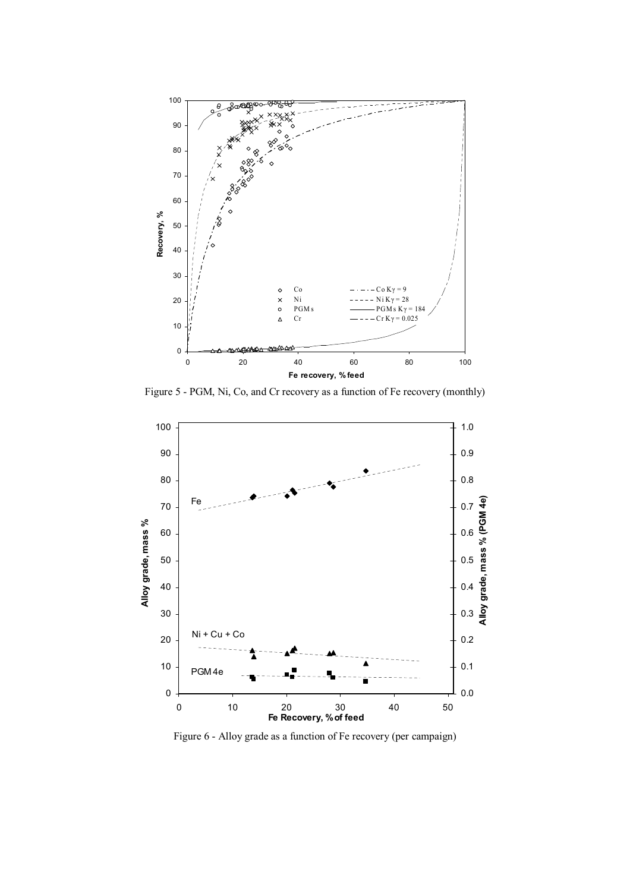Figure 5 - PGM, Ni, Co, and Cr recovery as a function of Fe recovery (monthly)

Figure 6 - Alloy grade as a function of Fe recovery (per campaign)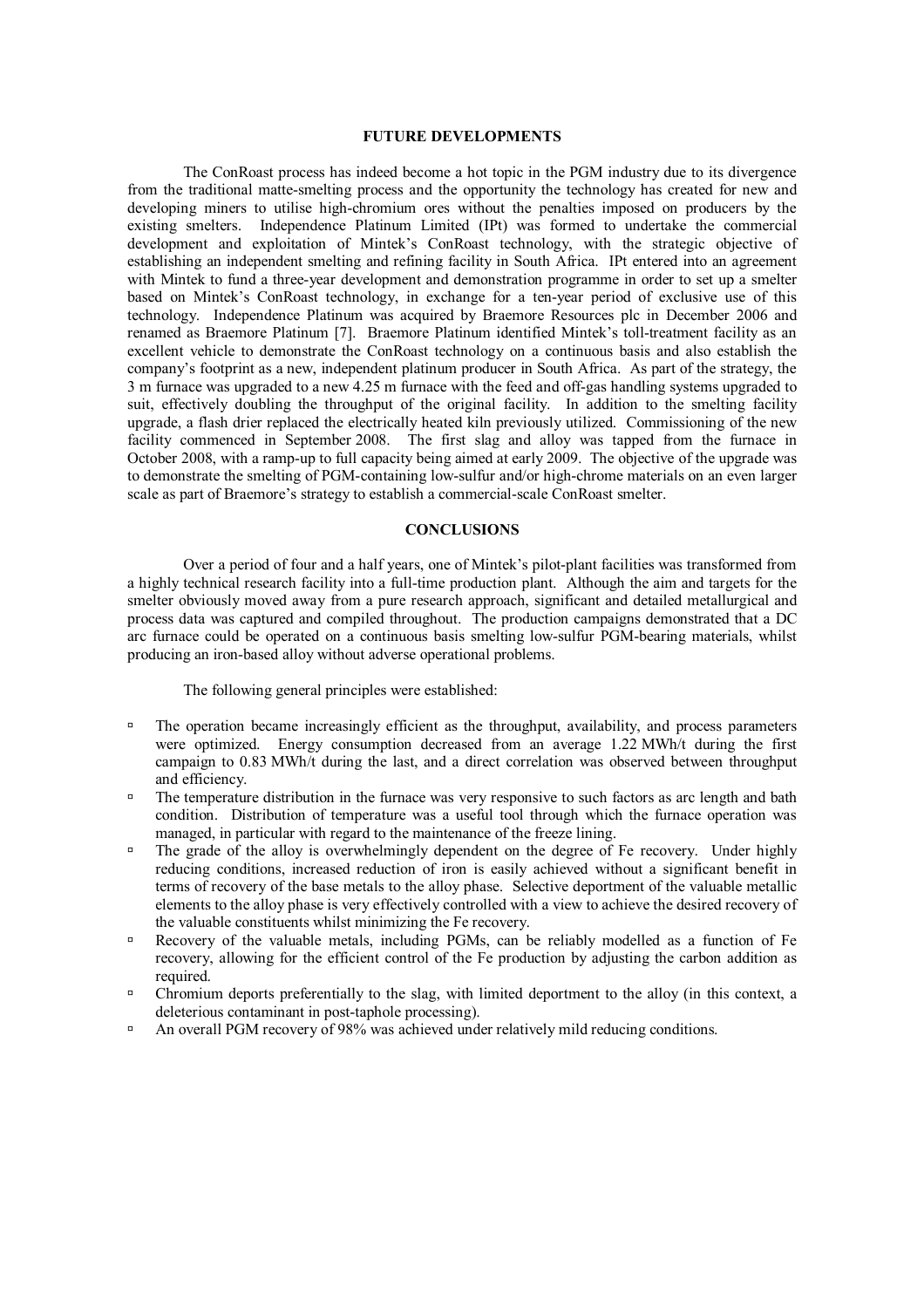## FUTURE DEVELOPMENTS

The ConRoast process has indeed become a hot topic in the PGM industry due to its divergence from the traditional matte-smelting process and the opportunity the technology has created for new and developing miners to utilise high-chromium ores without the penalties imposed on producers by the existing smelters. Independence Platinum Limited (IPt) was formed to undertake the commercial development and exploitation of Mintek's ConRoast technology, with the strategic objective of establishing an independent smelting and refining facility in South Africa. IPt entered into an agreement with Mintek to fund a three-year development and demonstration programme in order to set up a smelter based on Mintek's ConRoast technology, in exchange for a ten-year period of exclusive use of this technology. Independence Platinum was acquired by Braemore Resources plc in December 2006 and renamed as Braemore Platinum [7]. Braemore Platinum identified Mintek's toll-treatment facility as an excellent vehicle to demonstrate the ConRoast technology on a continuous basis and also establish the company's footprint as a new, independent platinum producer in South Africa. As part of the strategy, the 3 m furnace was upgraded to a new 4.25 m furnace with the feed and off-gas handling systems upgraded to suit, effectively doubling the throughput of the original facility. In addition to the smelting facility upgrade, a flash drier replaced the electrically heated kiln previously utilized. Commissioning of the new facility commenced in September 2008. The first slag and alloy was tapped from the furnace in October 2008, with a ramp-up to full capacity being aimed at early 2009. The objective of the upgrade was to demonstrate the smelting of PGM-containing low-sulfur and/or high-chrome materials on an even larger scale as part of Braemore's strategy to establish a commercial-scale ConRoast smelter.

## CONCLUSIONS

Over a period of four and a half years, one of Mintek's pilot-plant facilities was transformed from a highly technical research facility into a full-time production plant. Although the aim and targets for the smelter obviously moved away from a pure research approach, significant and detailed metallurgical and process data was captured and compiled throughout. The production campaigns demonstrated that a DC arc furnace could be operated on a continuous basis smelting low-sulfur PGM-bearing materials, whilst producing an iron-based alloy without adverse operational problems.

The following general principles were established:

- The operation became increasingly efficient as the throughput, availability, and process parameters were optimized. Energy consumption decreased from an average 1.22 MWh/t during the first campaign to 0.83 MWh/t during the last, and a direct correlation was observed between throughput and efficiency.
- The temperature distribution in the furnace was very responsive to such factors as arc length and bath condition. Distribution of temperature was a useful tool through which the furnace operation was managed, in particular with regard to the maintenance of the freeze lining.
- The grade of the alloy is overwhelmingly dependent on the degree of Fe recovery. Under highly reducing conditions, increased reduction of iron is easily achieved without a significant benefit in terms of recovery of the base metals to the alloy phase. Selective deportment of the valuable metallic elements to the alloy phase is very effectively controlled with a view to achieve the desired recovery of the valuable constituents whilst minimizing the Fe recovery.
- Recovery of the valuable metals, including PGMs, can be reliably modelled as a function of Fe recovery, allowing for the efficient control of the Fe production by adjusting the carbon addition as required.
- Chromium deports preferentially to the slag, with limited deportment to the alloy (in this context, a deleterious contaminant in post-taphole processing).
- An overall PGM recovery of 98% was achieved under relatively mild reducing conditions.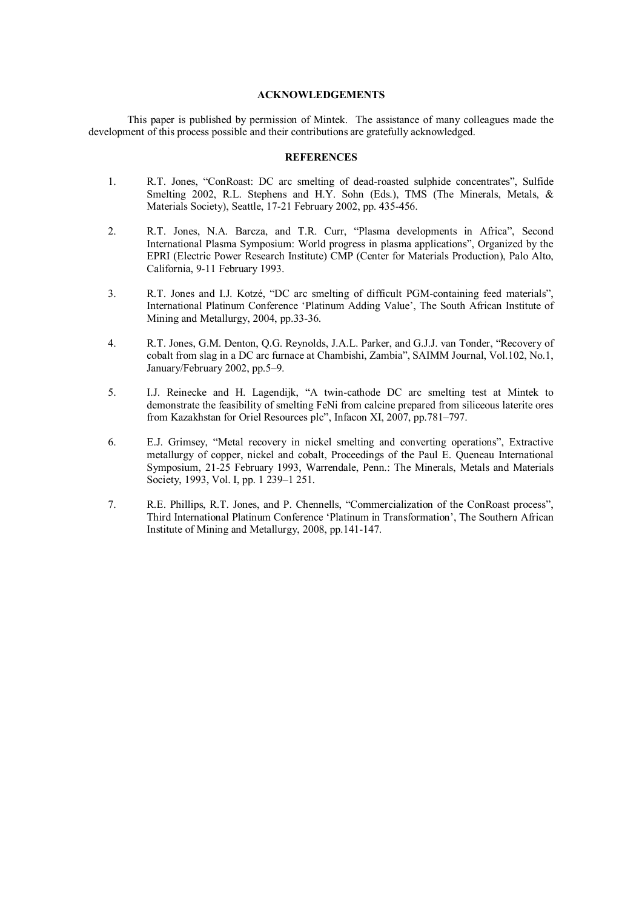## ACKNOWLEDGEMENTS

This paper is published by permission of Mintek. The assistance of many colleagues made the development of this process possible and their contributions are gratefully acknowledged.

## REFERENCES

1. R.T. Jones, "ConRoast: DC arc smelting of dead-roasted sulphide concentrates", Sulfide Smelting 2002, R.L. Stephens and H.Y. Sohn (Eds.), TMS (The Minerals, Metals, & Materials Society), Seattle, 17-21 February 2002, pp. 435-456.

2. R.T. Jones, N.A. Barcza, and T.R. Curr, "Plasma developments in Africa", Second International Plasma Symposium: World progress in plasma applications", Organized by the EPRI (Electric Power Research Institute) CMP (Center for Materials Production), Palo Alto, California, 9-11 February 1993.

3. R.T. Jones and I.J. Kotzé, "DC arc smelting of difficult PGM-containing feed materials", International Platinum Conference 'Platinum Adding Value', The South African Institute of Mining and Metallurgy, 2004, pp.33-36.

4. R.T. Jones, G.M. Denton, Q.G. Reynolds, J.A.L. Parker, and G.J.J. van Tonder, "Recovery of cobalt from slag in a DC arc furnace at Chambishi, Zambia", SAIMM Journal, Vol.102, No.1, January/February 2002, pp.5–9.

5. I.J. Reinecke and H. Lagendijk, "A twin-cathode DC arc smelting test at Mintek to demonstrate the feasibility of smelting FeNi from calcine prepared from siliceous laterite ores from Kazakhstan for Oriel Resources plc", Infacon XI, 2007, pp.781–797.

6. E.J. Grimsey, "Metal recovery in nickel smelting and converting operations", Extractive metallurgy of copper, nickel and cobalt, Proceedings of the Paul E. Queneau International Symposium, 21-25 February 1993, Warrendale, Penn.: The Minerals, Metals and Materials Society, 1993, Vol. I, pp. 1 239–1 251.

7. R.E. Phillips, R.T. Jones, and P. Chennells, "Commercialization of the ConRoast process", Third International Platinum Conference 'Platinum in Transformation', The Southern African Institute of Mining and Metallurgy, 2008, pp.141-147.